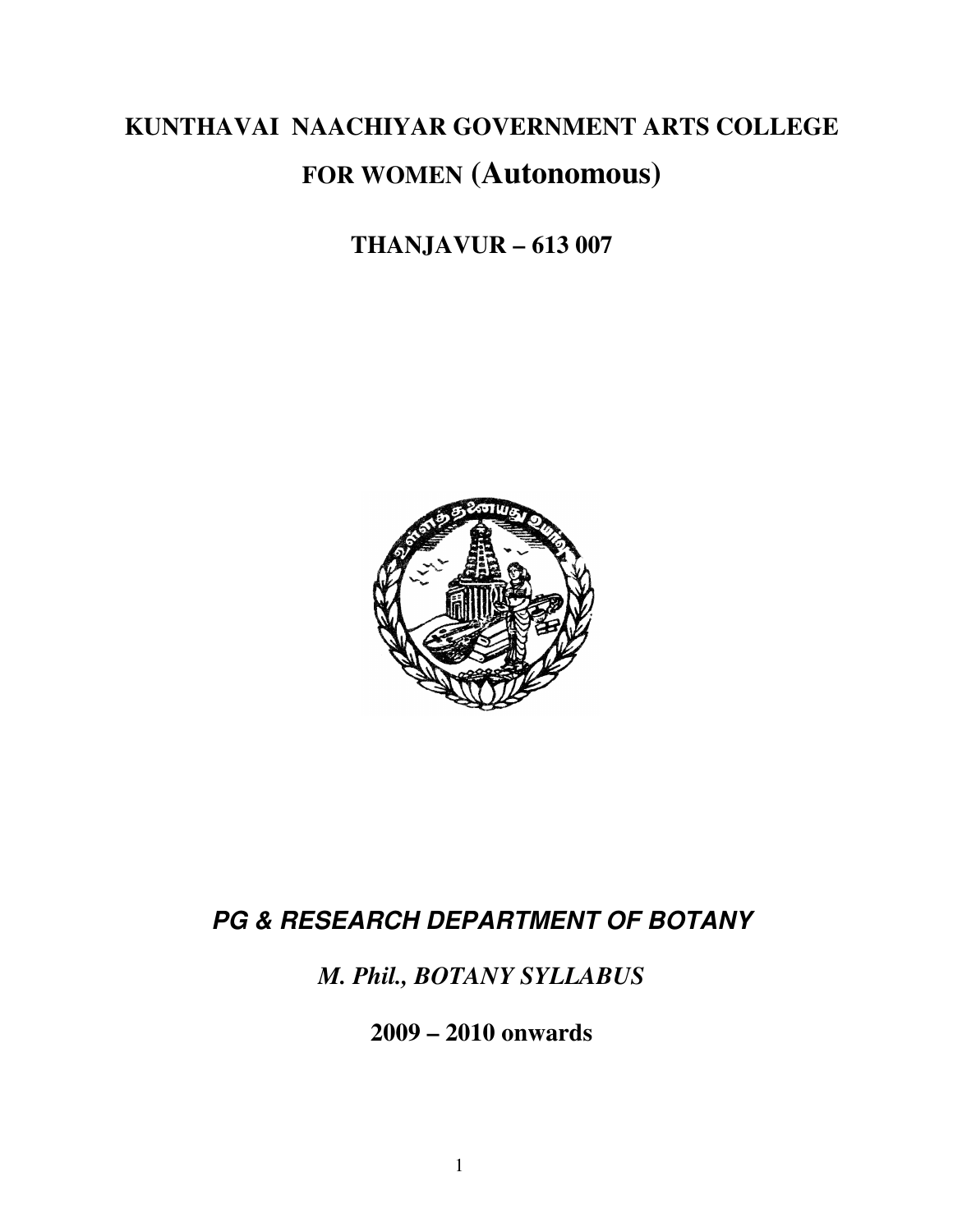# KUNTHAVAI NAACHIYAR GOVERNMENT ARTS COLLEGE FOR WOMEN (Autonomous)

## THANJAVUR – 613 007

## *PG & RESEARCH DEPARTMENT OF BOTANY*

### *M. Phil., BOTANY SYLLABUS*

### 2009 – 2010 onwards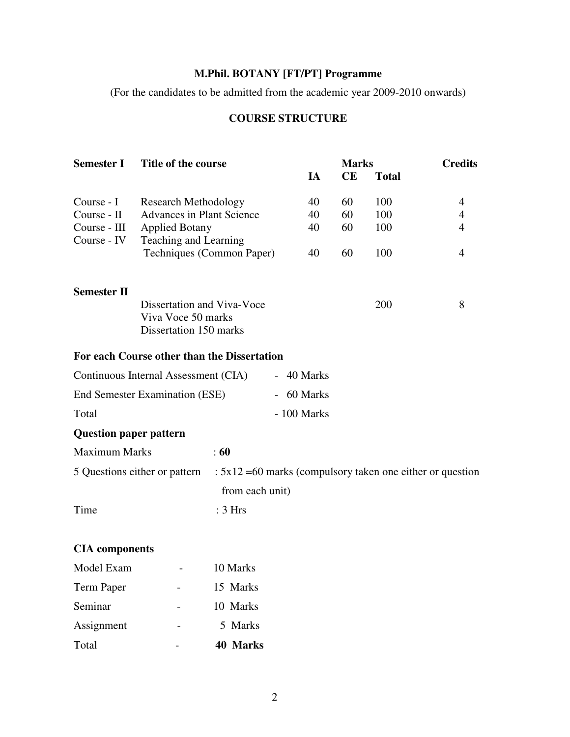## M.Phil. BOTANY [FT/PT] Programme

(For the candidates to be admitted from the academic year 2009-2010 onwards)

## COURSE STRUCTURE

| Semester I | Title of the course | Marks | | | Credits |
|---|---|---|---|---|---|
| | | IA | CE | Total | |
| Course - I | Research Methodology | 40 | 60 | 100 | 4 |
| Course - II | Advances in Plant Science | 40 | 60 | 100 | 4 |
| Course - III | Applied Botany | 40 | 60 | 100 | 4 |
| Course - IV | Teaching and Learning Techniques (Common Paper) | 40 | 60 | 100 | 4 |
| **Semester II** | | | | | |
| | Dissertation and Viva-Voce<br>Viva Voce 50 marks<br>Dissertation 150 marks | | | 200 | 8 |

**For each Course other than the Dissertation**

| | |
|---|---|
| Continuous Internal Assessment (CIA) | - 40 Marks |
| End Semester Examination (ESE) | - 60 Marks |
| Total | - 100 Marks |

**Question paper pattern**

Maximum Marks : **60**

5 Questions either or pattern : 5x12 =60 marks (compulsory taken one either or question from each unit)

Time : 3 Hrs

**CIA components**

| | | |
|---|---|---|
| Model Exam | - | 10 Marks |
| Term Paper | - | 15 Marks |
| Seminar | - | 10 Marks |
| Assignment | - | 5 Marks |
| Total | - | **40 Marks** |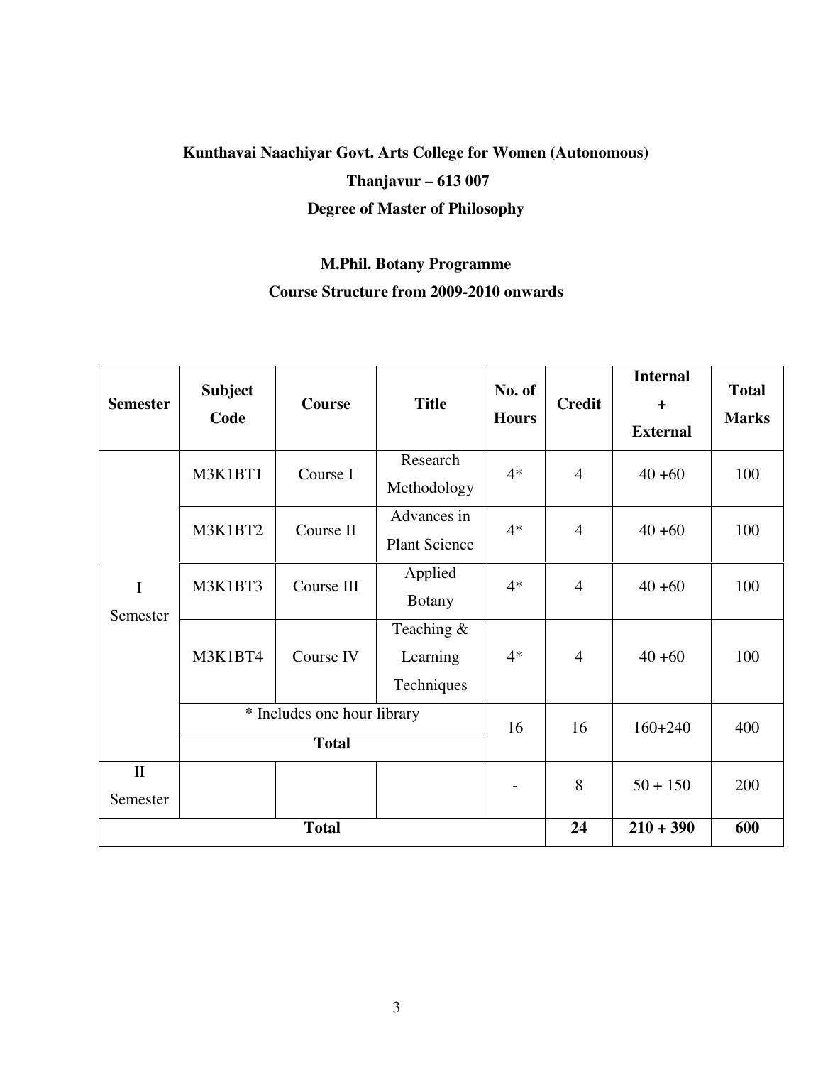**Kunthavai Naachiyar Govt. Arts College for Women (Autonomous)**

**Thanjavur – 613 007**

**Degree of Master of Philosophy**

**M.Phil. Botany Programme**

**Course Structure from 2009-2010 onwards**

| Semester | Subject Code | Course | Title | No. of Hours | Credit | Internal + External | Total Marks |
|---|---|---|---|---|---|---|---|
| I Semester | M3K1BT1 | Course I | Research Methodology | 4* | 4 | 40 +60 | 100 |
| | M3K1BT2 | Course II | Advances in Plant Science | 4* | 4 | 40 +60 | 100 |
| | M3K1BT3 | Course III | Applied Botany | 4* | 4 | 40 +60 | 100 |
| | M3K1BT4 | Course IV | Teaching & Learning Techniques | 4* | 4 | 40 +60 | 100 |
| | * Includes one hour library | | | 16 | 16 | 160+240 | 400 |
| | **Total** | | | | | | |
| II Semester | | | | - | 8 | 50 + 150 | 200 |
| **Total** | | | | | **24** | **210 + 390** | **600** |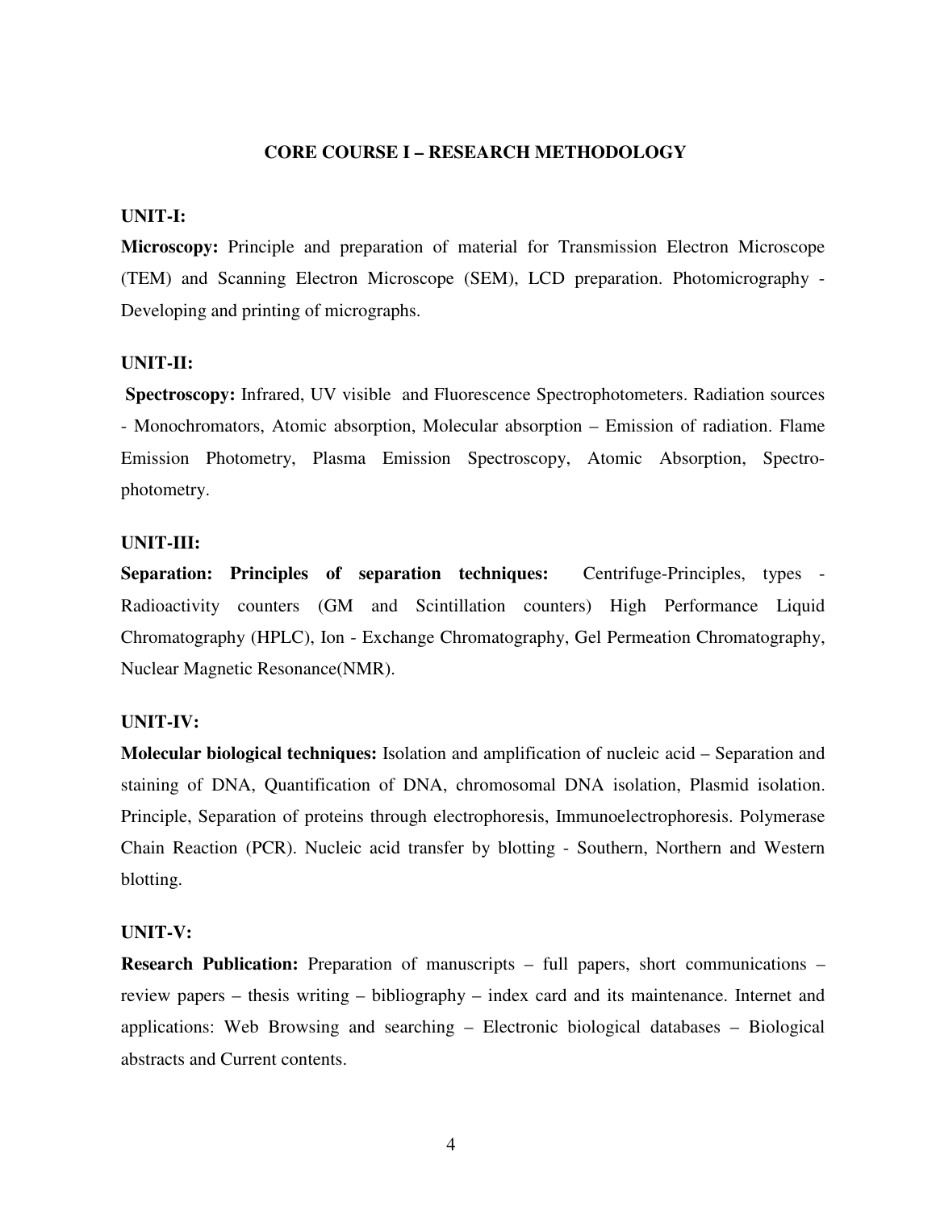## CORE COURSE I – RESEARCH METHODOLOGY

### UNIT-I:

**Microscopy:** Principle and preparation of material for Transmission Electron Microscope (TEM) and Scanning Electron Microscope (SEM), LCD preparation. Photomicrography - Developing and printing of micrographs.

### UNIT-II:

**Spectroscopy:** Infrared, UV visible and Fluorescence Spectrophotometers. Radiation sources - Monochromators, Atomic absorption, Molecular absorption – Emission of radiation. Flame Emission Photometry, Plasma Emission Spectroscopy, Atomic Absorption, Spectro-photometry.

### UNIT-III:

**Separation: Principles of separation techniques:** Centrifuge-Principles, types - Radioactivity counters (GM and Scintillation counters) High Performance Liquid Chromatography (HPLC), Ion - Exchange Chromatography, Gel Permeation Chromatography, Nuclear Magnetic Resonance(NMR).

### UNIT-IV:

**Molecular biological techniques:** Isolation and amplification of nucleic acid – Separation and staining of DNA, Quantification of DNA, chromosomal DNA isolation, Plasmid isolation. Principle, Separation of proteins through electrophoresis, Immunoelectrophoresis. Polymerase Chain Reaction (PCR). Nucleic acid transfer by blotting - Southern, Northern and Western blotting.

### UNIT-V:

**Research Publication:** Preparation of manuscripts – full papers, short communications – review papers – thesis writing – bibliography – index card and its maintenance. Internet and applications: Web Browsing and searching – Electronic biological databases – Biological abstracts and Current contents.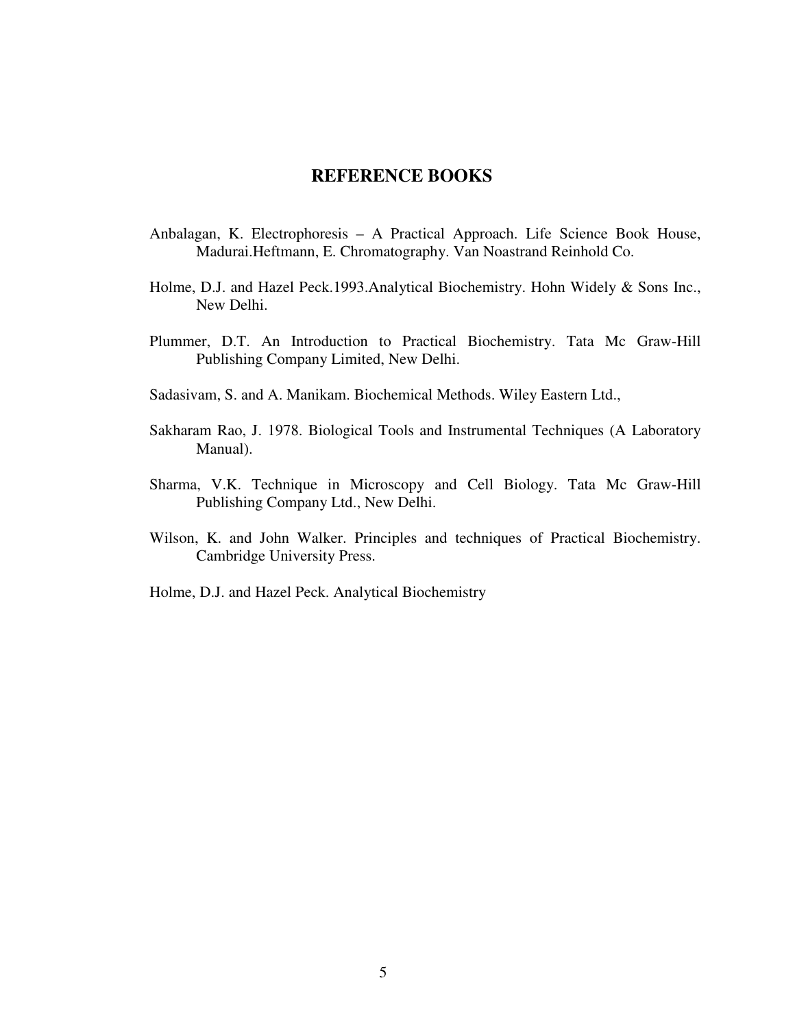## REFERENCE BOOKS

Anbalagan, K. Electrophoresis – A Practical Approach. Life Science Book House, Madurai.Heftmann, E. Chromatography. Van Noastrand Reinhold Co.

Holme, D.J. and Hazel Peck.1993.Analytical Biochemistry. Hohn Widely & Sons Inc., New Delhi.

Plummer, D.T. An Introduction to Practical Biochemistry. Tata Mc Graw-Hill Publishing Company Limited, New Delhi.

Sadasivam, S. and A. Manikam. Biochemical Methods. Wiley Eastern Ltd.,

Sakharam Rao, J. 1978. Biological Tools and Instrumental Techniques (A Laboratory Manual).

Sharma, V.K. Technique in Microscopy and Cell Biology. Tata Mc Graw-Hill Publishing Company Ltd., New Delhi.

Wilson, K. and John Walker. Principles and techniques of Practical Biochemistry. Cambridge University Press.

Holme, D.J. and Hazel Peck. Analytical Biochemistry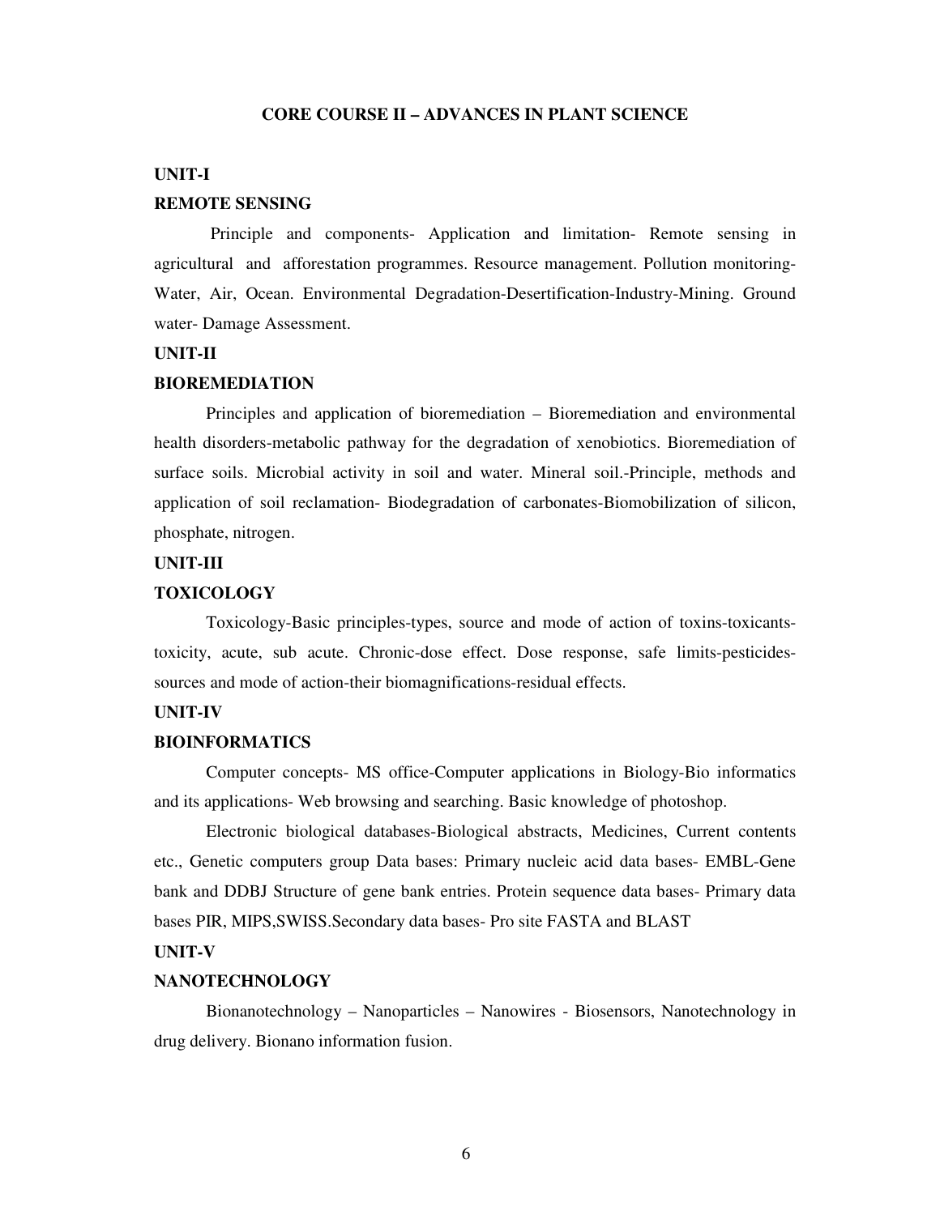# CORE COURSE II – ADVANCES IN PLANT SCIENCE

## UNIT-I

### REMOTE SENSING

Principle and components- Application and limitation- Remote sensing in agricultural and afforestation programmes. Resource management. Pollution monitoring-Water, Air, Ocean. Environmental Degradation-Desertification-Industry-Mining. Ground water- Damage Assessment.

## UNIT-II

### BIOREMEDIATION

Principles and application of bioremediation – Bioremediation and environmental health disorders-metabolic pathway for the degradation of xenobiotics. Bioremediation of surface soils. Microbial activity in soil and water. Mineral soil.-Principle, methods and application of soil reclamation- Biodegradation of carbonates-Biomobilization of silicon, phosphate, nitrogen.

## UNIT-III

### TOXICOLOGY

Toxicology-Basic principles-types, source and mode of action of toxins-toxicants-toxicity, acute, sub acute. Chronic-dose effect. Dose response, safe limits-pesticides-sources and mode of action-their biomagnifications-residual effects.

## UNIT-IV

### BIOINFORMATICS

Computer concepts- MS office-Computer applications in Biology-Bio informatics and its applications- Web browsing and searching. Basic knowledge of photoshop.

Electronic biological databases-Biological abstracts, Medicines, Current contents etc., Genetic computers group Data bases: Primary nucleic acid data bases- EMBL-Gene bank and DDBJ Structure of gene bank entries. Protein sequence data bases- Primary data bases PIR, MIPS,SWISS.Secondary data bases- Pro site FASTA and BLAST

## UNIT-V

### NANOTECHNOLOGY

Bionanotechnology – Nanoparticles – Nanowires - Biosensors, Nanotechnology in drug delivery. Bionano information fusion.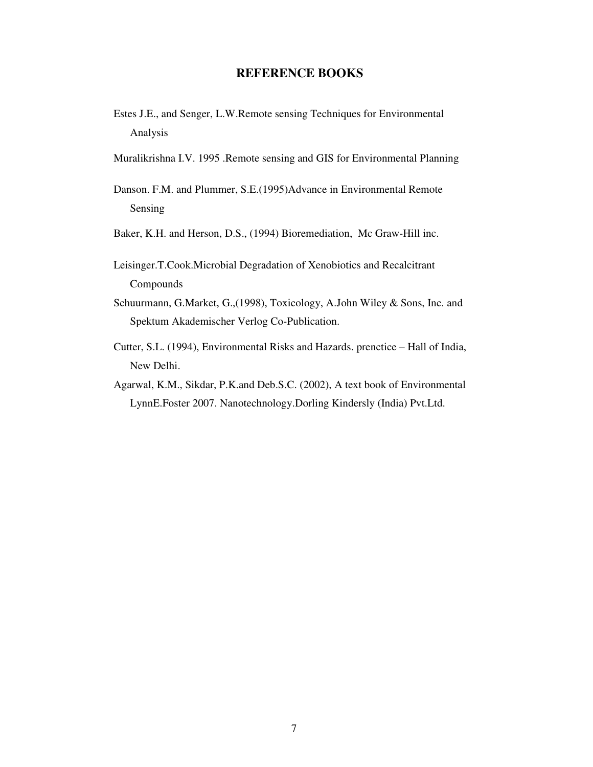## REFERENCE BOOKS

Estes J.E., and Senger, L.W.Remote sensing Techniques for Environmental Analysis

Muralikrishna I.V. 1995 .Remote sensing and GIS for Environmental Planning

Danson. F.M. and Plummer, S.E.(1995)Advance in Environmental Remote Sensing

Baker, K.H. and Herson, D.S., (1994) Bioremediation, Mc Graw-Hill inc.

Leisinger.T.Cook.Microbial Degradation of Xenobiotics and Recalcitrant Compounds

Schuurmann, G.Market, G.,(1998), Toxicology, A.John Wiley & Sons, Inc. and Spektum Akademischer Verlog Co-Publication.

Cutter, S.L. (1994), Environmental Risks and Hazards. prenctice – Hall of India, New Delhi.

Agarwal, K.M., Sikdar, P.K.and Deb.S.C. (2002), A text book of Environmental LynnE.Foster 2007. Nanotechnology.Dorling Kindersly (India) Pvt.Ltd.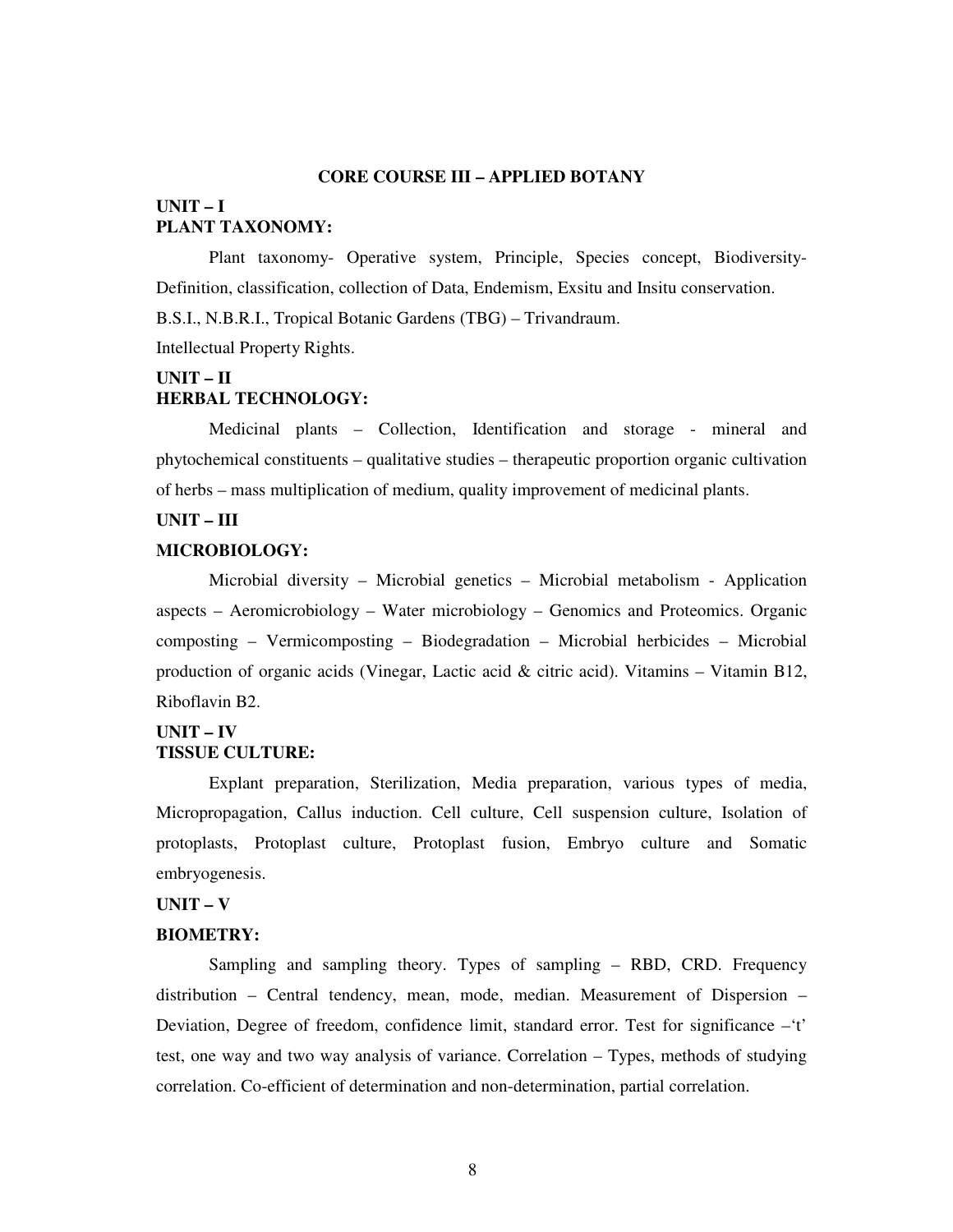# CORE COURSE III – APPLIED BOTANY

## UNIT – I
## PLANT TAXONOMY:

Plant taxonomy- Operative system, Principle, Species concept, Biodiversity- Definition, classification, collection of Data, Endemism, Exsitu and Insitu conservation.

B.S.I., N.B.R.I., Tropical Botanic Gardens (TBG) – Trivandraum.

Intellectual Property Rights.

## UNIT – II
## HERBAL TECHNOLOGY:

Medicinal plants – Collection, Identification and storage - mineral and phytochemical constituents – qualitative studies – therapeutic proportion organic cultivation of herbs – mass multiplication of medium, quality improvement of medicinal plants.

## UNIT – III
## MICROBIOLOGY:

Microbial diversity – Microbial genetics – Microbial metabolism - Application aspects – Aeromicrobiology – Water microbiology – Genomics and Proteomics. Organic composting – Vermicomposting – Biodegradation – Microbial herbicides – Microbial production of organic acids (Vinegar, Lactic acid & citric acid). Vitamins – Vitamin B12, Riboflavin B2.

## UNIT – IV
## TISSUE CULTURE:

Explant preparation, Sterilization, Media preparation, various types of media, Micropropagation, Callus induction. Cell culture, Cell suspension culture, Isolation of protoplasts, Protoplast culture, Protoplast fusion, Embryo culture and Somatic embryogenesis.

## UNIT – V
## BIOMETRY:

Sampling and sampling theory. Types of sampling – RBD, CRD. Frequency distribution – Central tendency, mean, mode, median. Measurement of Dispersion – Deviation, Degree of freedom, confidence limit, standard error. Test for significance –'t' test, one way and two way analysis of variance. Correlation – Types, methods of studying correlation. Co-efficient of determination and non-determination, partial correlation.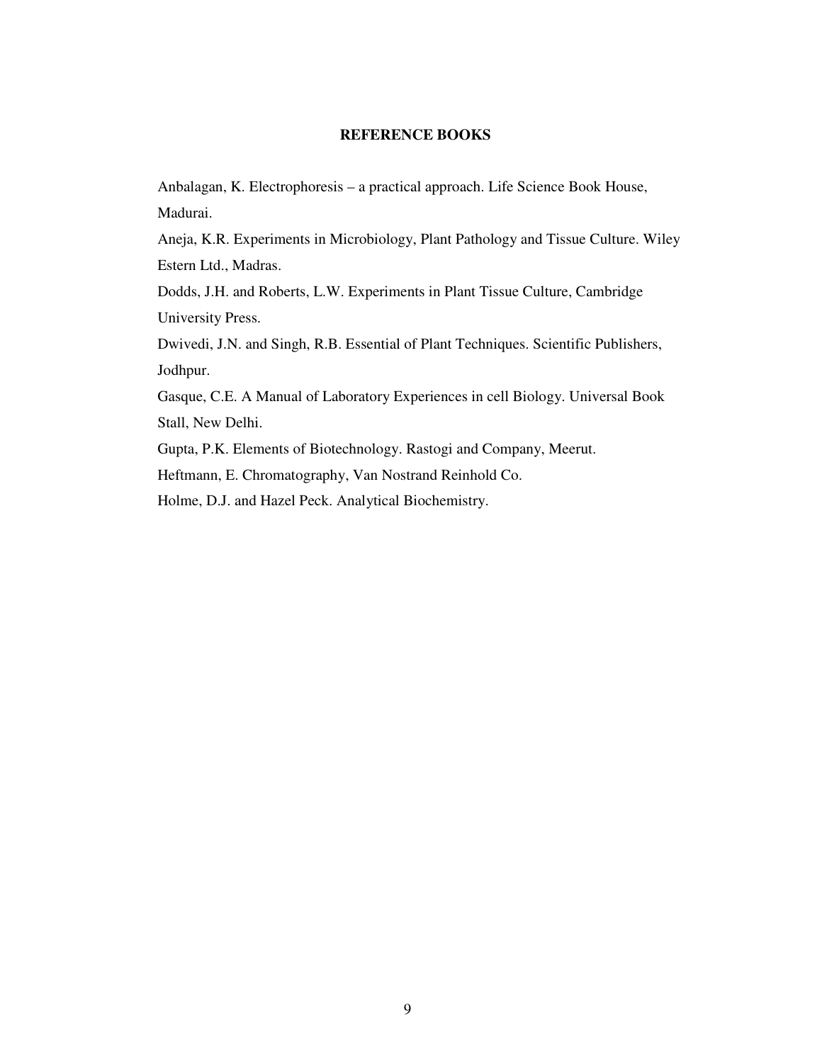## REFERENCE BOOKS

Anbalagan, K. Electrophoresis – a practical approach. Life Science Book House, Madurai.

Aneja, K.R. Experiments in Microbiology, Plant Pathology and Tissue Culture. Wiley Estern Ltd., Madras.

Dodds, J.H. and Roberts, L.W. Experiments in Plant Tissue Culture, Cambridge University Press.

Dwivedi, J.N. and Singh, R.B. Essential of Plant Techniques. Scientific Publishers, Jodhpur.

Gasque, C.E. A Manual of Laboratory Experiences in cell Biology. Universal Book Stall, New Delhi.

Gupta, P.K. Elements of Biotechnology. Rastogi and Company, Meerut.

Heftmann, E. Chromatography, Van Nostrand Reinhold Co.

Holme, D.J. and Hazel Peck. Analytical Biochemistry.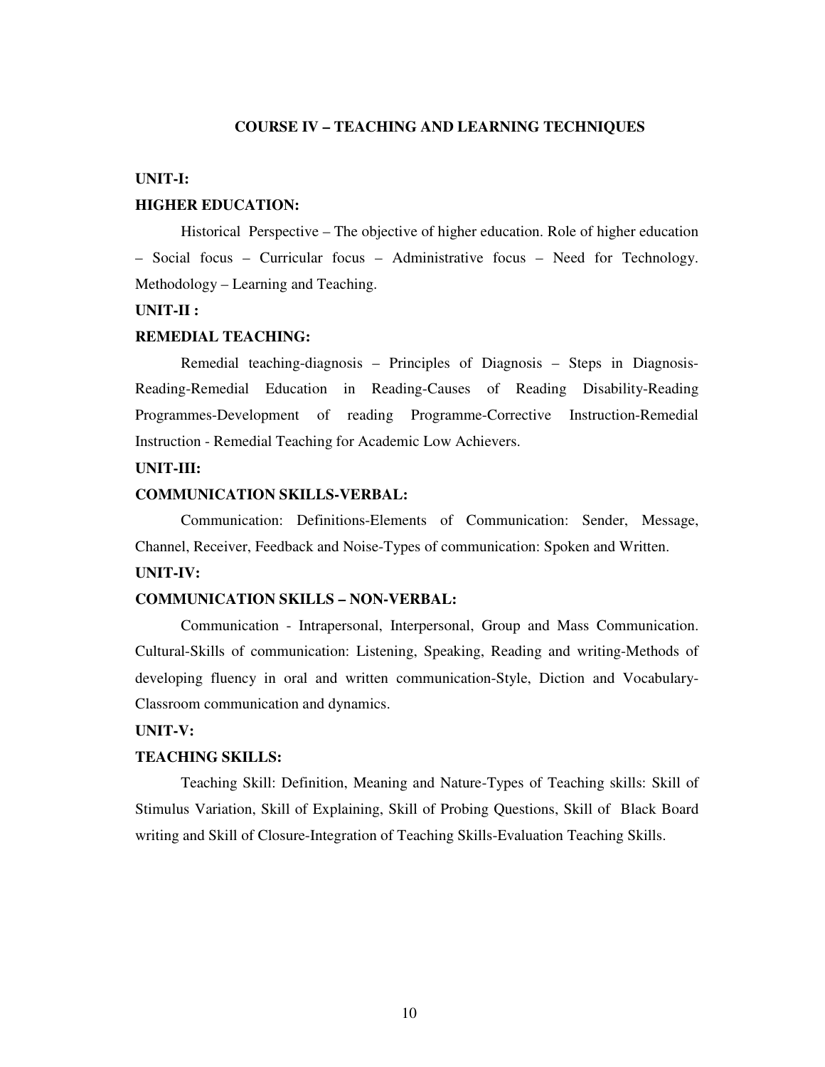## COURSE IV – TEACHING AND LEARNING TECHNIQUES

### UNIT-I:

### HIGHER EDUCATION:

Historical Perspective – The objective of higher education. Role of higher education – Social focus – Curricular focus – Administrative focus – Need for Technology. Methodology – Learning and Teaching.

### UNIT-II :

### REMEDIAL TEACHING:

Remedial teaching-diagnosis – Principles of Diagnosis – Steps in Diagnosis-Reading-Remedial Education in Reading-Causes of Reading Disability-Reading Programmes-Development of reading Programme-Corrective Instruction-Remedial Instruction - Remedial Teaching for Academic Low Achievers.

### UNIT-III:

### COMMUNICATION SKILLS-VERBAL:

Communication: Definitions-Elements of Communication: Sender, Message, Channel, Receiver, Feedback and Noise-Types of communication: Spoken and Written.

### UNIT-IV:

### COMMUNICATION SKILLS – NON-VERBAL:

Communication - Intrapersonal, Interpersonal, Group and Mass Communication. Cultural-Skills of communication: Listening, Speaking, Reading and writing-Methods of developing fluency in oral and written communication-Style, Diction and Vocabulary-Classroom communication and dynamics.

### UNIT-V:

### TEACHING SKILLS:

Teaching Skill: Definition, Meaning and Nature-Types of Teaching skills: Skill of Stimulus Variation, Skill of Explaining, Skill of Probing Questions, Skill of Black Board writing and Skill of Closure-Integration of Teaching Skills-Evaluation Teaching Skills.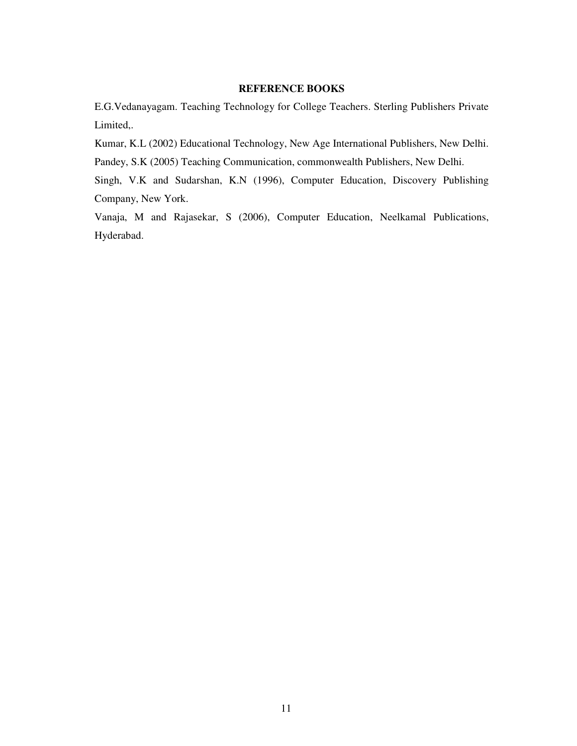### REFERENCE BOOKS

E.G.Vedanayagam. Teaching Technology for College Teachers. Sterling Publishers Private Limited,.

Kumar, K.L (2002) Educational Technology, New Age International Publishers, New Delhi.

Pandey, S.K (2005) Teaching Communication, commonwealth Publishers, New Delhi.

Singh, V.K and Sudarshan, K.N (1996), Computer Education, Discovery Publishing Company, New York.

Vanaja, M and Rajasekar, S (2006), Computer Education, Neelkamal Publications, Hyderabad.